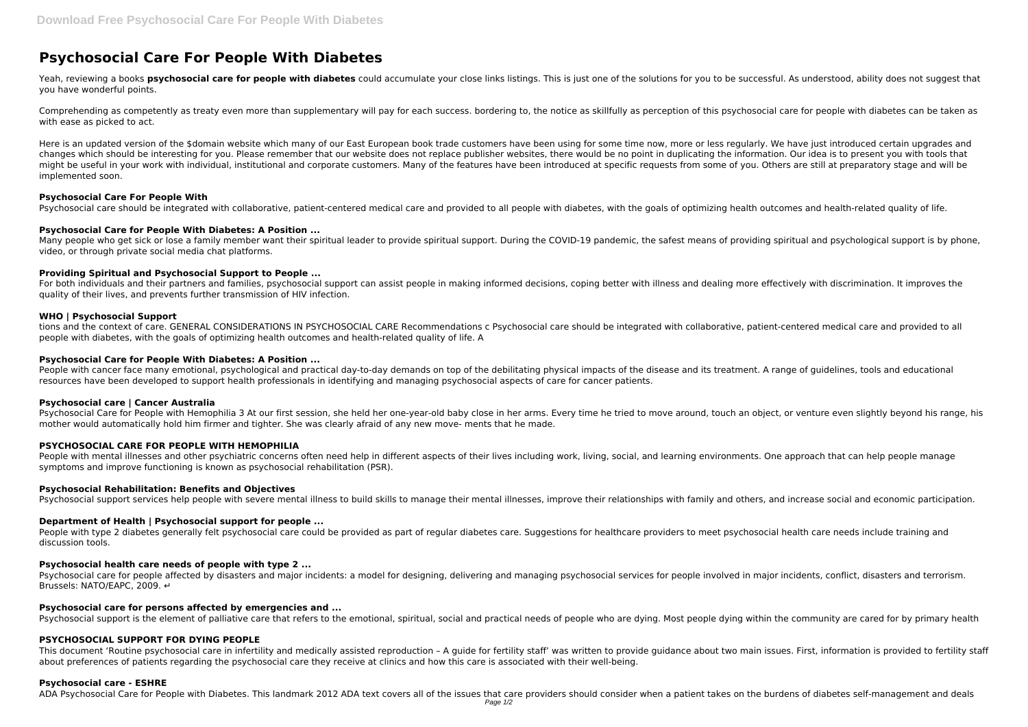# Psychosocial Care For People With Diabetes

Yeah, reviewing a books **psychosocial care for people with diabetes** could accumulate your close links listings. This is just one of the solutions for you to be successful. As understood, ability does not suggest that you have wonderful points.

Comprehending as competently as treaty even more than supplementary will pay for each success. bordering to, the notice as skillfully as perception of this psychosocial care for people with diabetes can be taken as with ease as picked to act.

Here is an updated version of the $domain website which many of our East European book trade customers have been using for some time now, more or less regularly. We have just introduced certain upgrades and changes which should be interesting for you. Please remember that our website does not replace publisher websites, there would be no point in duplicating the information. Our idea is to present you with tools that might be useful in your work with individual, institutional and corporate customers. Many of the features have been introduced at specific requests from some of you. Others are still at preparatory stage and will be implemented soon.

### Psychosocial Care For People With

Psychosocial care should be integrated with collaborative, patient-centered medical care and provided to all people with diabetes, with the goals of optimizing health outcomes and health-related quality of life.

### Psychosocial Care for People With Diabetes: A Position ...

Many people who get sick or lose a family member want their spiritual leader to provide spiritual support. During the COVID-19 pandemic, the safest means of providing spiritual and psychological support is by phone, video, or through private social media chat platforms.

### Providing Spiritual and Psychosocial Support to People ...

For both individuals and their partners and families, psychosocial support can assist people in making informed decisions, coping better with illness and dealing more effectively with discrimination. It improves the quality of their lives, and prevents further transmission of HIV infection.

### WHO | Psychosocial Support

tions and the context of care. GENERAL CONSIDERATIONS IN PSYCHOSOCIAL CARE Recommendations c Psychosocial care should be integrated with collaborative, patient-centered medical care and provided to all people with diabetes, with the goals of optimizing health outcomes and health-related quality of life. A

### Psychosocial Care for People With Diabetes: A Position ...

People with cancer face many emotional, psychological and practical day-to-day demands on top of the debilitating physical impacts of the disease and its treatment. A range of guidelines, tools and educational resources have been developed to support health professionals in identifying and managing psychosocial aspects of care for cancer patients.

### Psychosocial care | Cancer Australia

Psychosocial Care for People with Hemophilia 3 At our first session, she held her one-year-old baby close in her arms. Every time he tried to move around, touch an object, or venture even slightly beyond his range, his mother would automatically hold him firmer and tighter. She was clearly afraid of any new move- ments that he made.

### PSYCHOSOCIAL CARE FOR PEOPLE WITH HEMOPHILIA

People with mental illnesses and other psychiatric concerns often need help in different aspects of their lives including work, living, social, and learning environments. One approach that can help people manage symptoms and improve functioning is known as psychosocial rehabilitation (PSR).

### Psychosocial Rehabilitation: Benefits and Objectives

Psychosocial support services help people with severe mental illness to build skills to manage their mental illnesses, improve their relationships with family and others, and increase social and economic participation.

### Department of Health | Psychosocial support for people ...

People with type 2 diabetes generally felt psychosocial care could be provided as part of regular diabetes care. Suggestions for healthcare providers to meet psychosocial health care needs include training and discussion tools.

### Psychosocial health care needs of people with type 2 ...

Psychosocial care for people affected by disasters and major incidents: a model for designing, delivering and managing psychosocial services for people involved in major incidents, conflict, disasters and terrorism. Brussels: NATO/EAPC, 2009. ↵

### Psychosocial care for persons affected by emergencies and ...

Psychosocial support is the element of palliative care that refers to the emotional, spiritual, social and practical needs of people who are dying. Most people dying within the community are cared for by primary health

### PSYCHOSOCIAL SUPPORT FOR DYING PEOPLE

This document 'Routine psychosocial care in infertility and medically assisted reproduction – A guide for fertility staff' was written to provide guidance about two main issues. First, information is provided to fertility staff about preferences of patients regarding the psychosocial care they receive at clinics and how this care is associated with their well-being.

### Psychosocial care - ESHRE

ADA Psychosocial Care for People with Diabetes. This landmark 2012 ADA text covers all of the issues that care providers should consider when a patient takes on the burdens of diabetes self-management and deals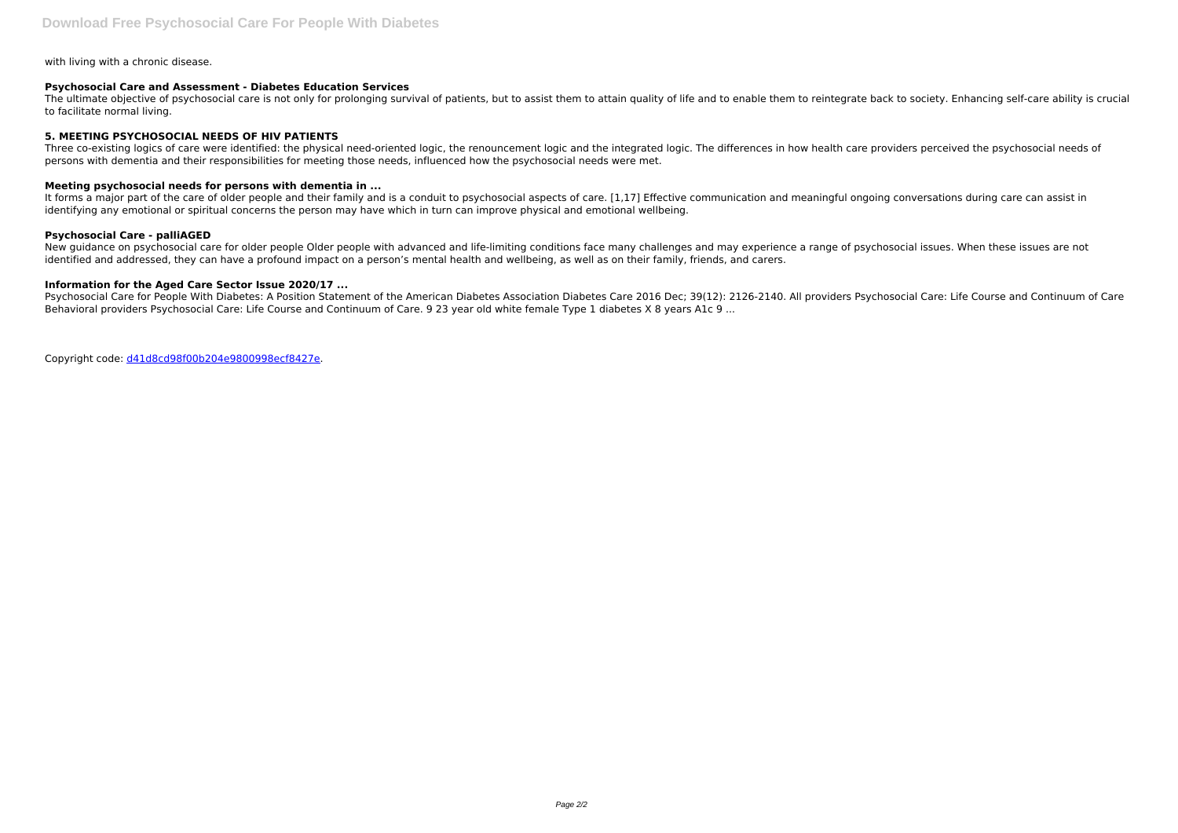with living with a chronic disease.

**Psychosocial Care and Assessment - Diabetes Education Services**

The ultimate objective of psychosocial care is not only for prolonging survival of patients, but to assist them to attain quality of life and to enable them to reintegrate back to society. Enhancing self-care ability is crucial to facilitate normal living.

**5. MEETING PSYCHOSOCIAL NEEDS OF HIV PATIENTS**

Three co-existing logics of care were identified: the physical need-oriented logic, the renouncement logic and the integrated logic. The differences in how health care providers perceived the psychosocial needs of persons with dementia and their responsibilities for meeting those needs, influenced how the psychosocial needs were met.

**Meeting psychosocial needs for persons with dementia in ...**

It forms a major part of the care of older people and their family and is a conduit to psychosocial aspects of care. [1,17] Effective communication and meaningful ongoing conversations during care can assist in identifying any emotional or spiritual concerns the person may have which in turn can improve physical and emotional wellbeing.

**Psychosocial Care - palliAGED**

New guidance on psychosocial care for older people Older people with advanced and life-limiting conditions face many challenges and may experience a range of psychosocial issues. When these issues are not identified and addressed, they can have a profound impact on a person's mental health and wellbeing, as well as on their family, friends, and carers.

**Information for the Aged Care Sector Issue 2020/17 ...**

Psychosocial Care for People With Diabetes: A Position Statement of the American Diabetes Association Diabetes Care 2016 Dec; 39(12): 2126-2140. All providers Psychosocial Care: Life Course and Continuum of Care Behavioral providers Psychosocial Care: Life Course and Continuum of Care. 9 23 year old white female Type 1 diabetes X 8 years A1c 9 ...

Copyright code: d41d8cd98f00b204e9800998ecf8427e.